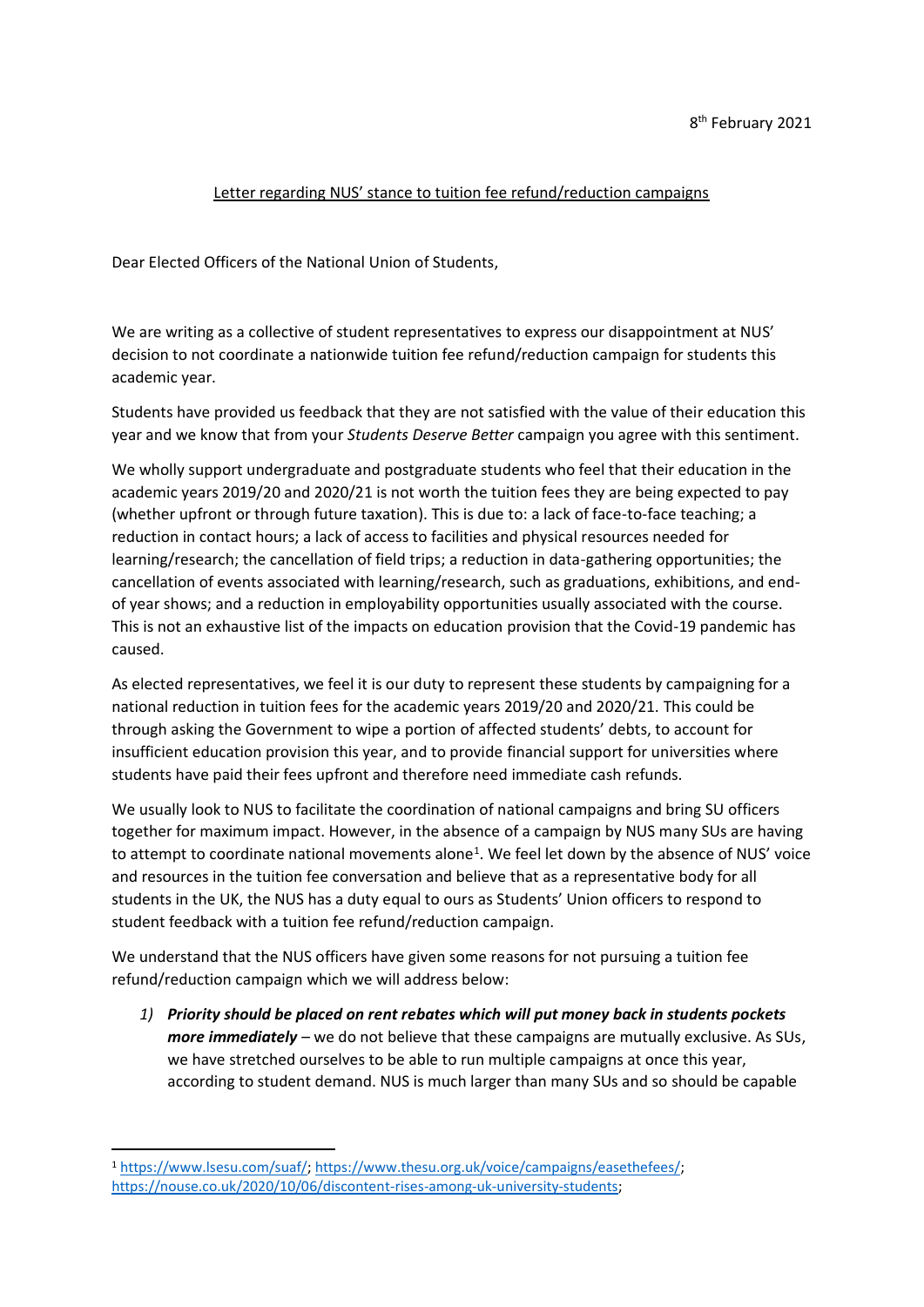8th February 2021

Letter regarding NUS' stance to tuition fee refund/reduction campaigns

Dear Elected Officers of the National Union of Students,

We are writing as a collective of student representatives to express our disappointment at NUS' decision to not coordinate a nationwide tuition fee refund/reduction campaign for students this academic year.

Students have provided us feedback that they are not satisfied with the value of their education this year and we know that from your *Students Deserve Better* campaign you agree with this sentiment.

We wholly support undergraduate and postgraduate students who feel that their education in the academic years 2019/20 and 2020/21 is not worth the tuition fees they are being expected to pay (whether upfront or through future taxation). This is due to: a lack of face-to-face teaching; a reduction in contact hours; a lack of access to facilities and physical resources needed for learning/research; the cancellation of field trips; a reduction in data-gathering opportunities; the cancellation of events associated with learning/research, such as graduations, exhibitions, and end-of year shows; and a reduction in employability opportunities usually associated with the course. This is not an exhaustive list of the impacts on education provision that the Covid-19 pandemic has caused.

As elected representatives, we feel it is our duty to represent these students by campaigning for a national reduction in tuition fees for the academic years 2019/20 and 2020/21. This could be through asking the Government to wipe a portion of affected students' debts, to account for insufficient education provision this year, and to provide financial support for universities where students have paid their fees upfront and therefore need immediate cash refunds.

We usually look to NUS to facilitate the coordination of national campaigns and bring SU officers together for maximum impact. However, in the absence of a campaign by NUS many SUs are having to attempt to coordinate national movements alone[1]. We feel let down by the absence of NUS' voice and resources in the tuition fee conversation and believe that as a representative body for all students in the UK, the NUS has a duty equal to ours as Students' Union officers to respond to student feedback with a tuition fee refund/reduction campaign.

We understand that the NUS officers have given some reasons for not pursuing a tuition fee refund/reduction campaign which we will address below:

1) ***Priority should be placed on rent rebates which will put money back in students pockets more immediately*** – we do not believe that these campaigns are mutually exclusive. As SUs, we have stretched ourselves to be able to run multiple campaigns at once this year, according to student demand. NUS is much larger than many SUs and so should be capable

---

[1] https://www.lsesu.com/suaf/; https://www.thesu.org.uk/voice/campaigns/easethefees/; https://nouse.co.uk/2020/10/06/discontent-rises-among-uk-university-students;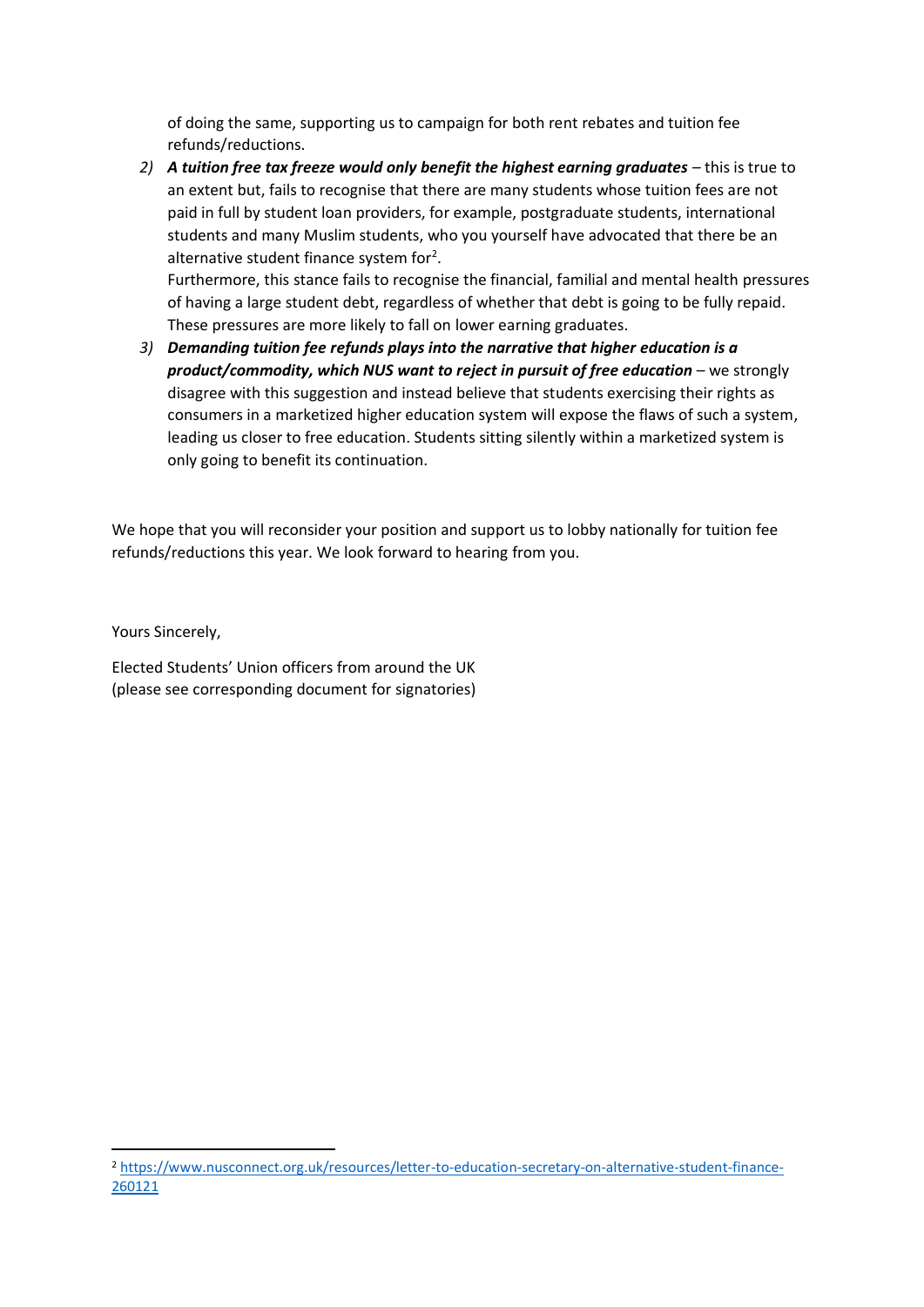of doing the same, supporting us to campaign for both rent rebates and tuition fee refunds/reductions.

2) ***A tuition free tax freeze would only benefit the highest earning graduates*** – this is true to an extent but, fails to recognise that there are many students whose tuition fees are not paid in full by student loan providers, for example, postgraduate students, international students and many Muslim students, who you yourself have advocated that there be an alternative student finance system for[2].

   Furthermore, this stance fails to recognise the financial, familial and mental health pressures of having a large student debt, regardless of whether that debt is going to be fully repaid. These pressures are more likely to fall on lower earning graduates.

3) ***Demanding tuition fee refunds plays into the narrative that higher education is a product/commodity, which NUS want to reject in pursuit of free education*** – we strongly disagree with this suggestion and instead believe that students exercising their rights as consumers in a marketized higher education system will expose the flaws of such a system, leading us closer to free education. Students sitting silently within a marketized system is only going to benefit its continuation.

We hope that you will reconsider your position and support us to lobby nationally for tuition fee refunds/reductions this year. We look forward to hearing from you.

Yours Sincerely,

Elected Students' Union officers from around the UK
(please see corresponding document for signatories)

[2] https://www.nusconnect.org.uk/resources/letter-to-education-secretary-on-alternative-student-finance-260121